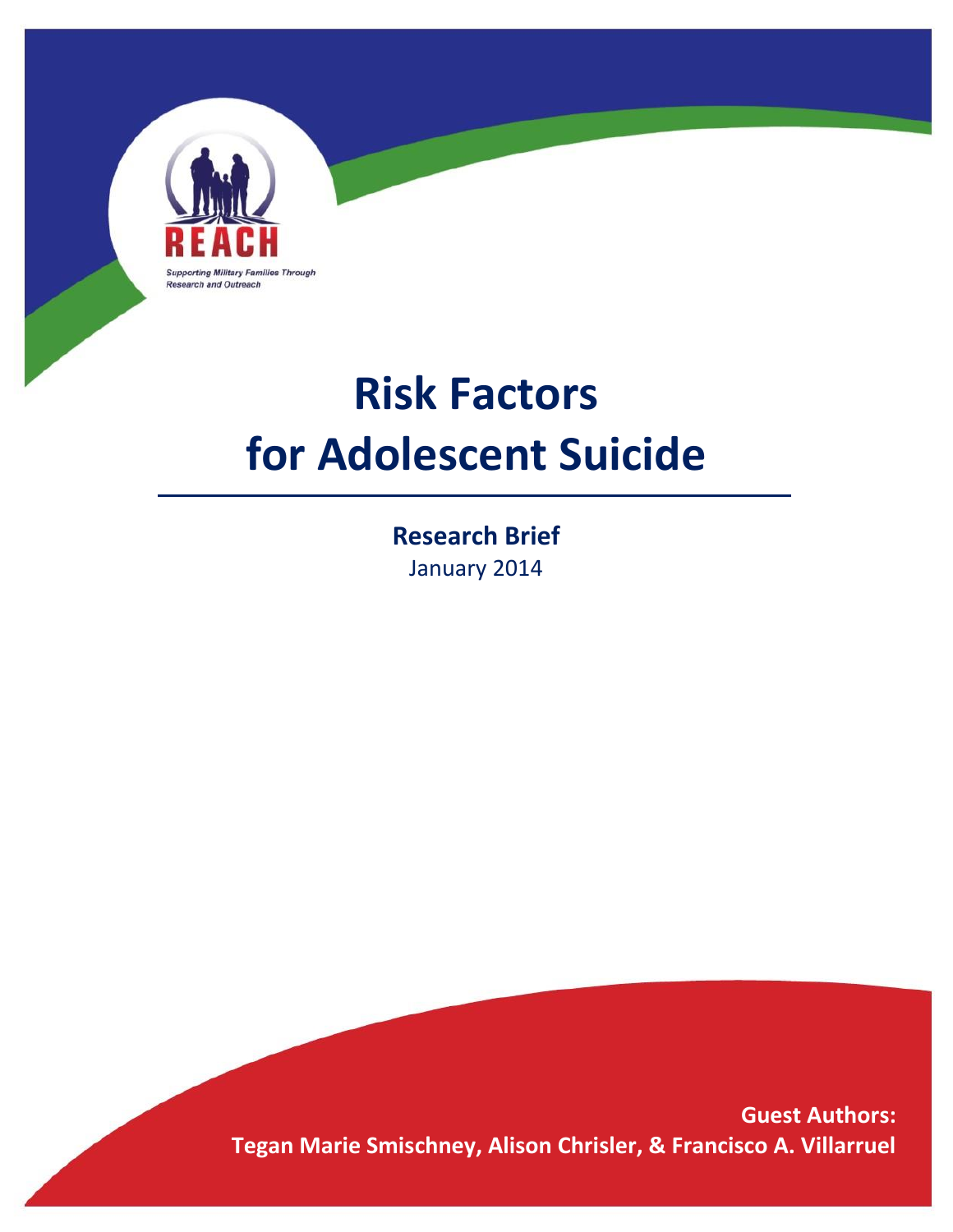REACH

Supporting Military Families Through Research and Outreach

# Risk Factors for Adolescent Suicide

**Research Brief**

January 2014

**Guest Authors:**
**Tegan Marie Smischney, Alison Chrisler, & Francisco A. Villarruel**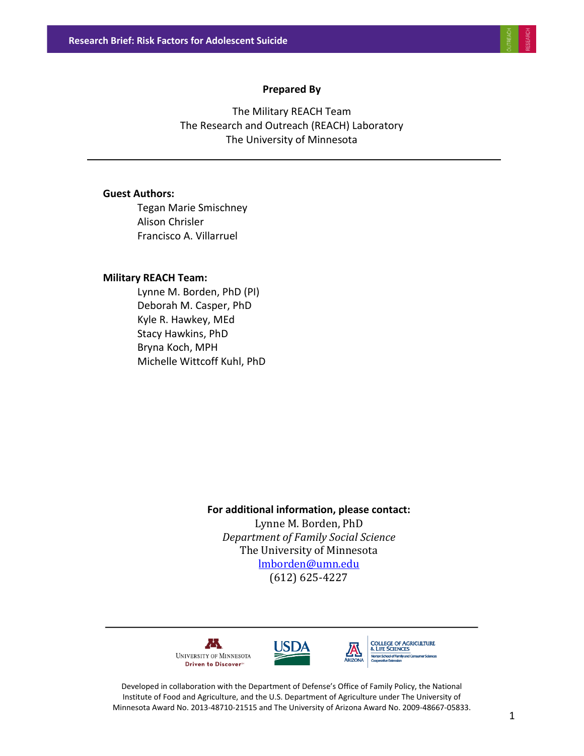**Prepared By**

The Military REACH Team
The Research and Outreach (REACH) Laboratory
The University of Minnesota

---

**Guest Authors:**

Tegan Marie Smischney
Alison Chrisler
Francisco A. Villarruel

**Military REACH Team:**

Lynne M. Borden, PhD (PI)
Deborah M. Casper, PhD
Kyle R. Hawkey, MEd
Stacy Hawkins, PhD
Bryna Koch, MPH
Michelle Wittcoff Kuhl, PhD

**For additional information, please contact:**

Lynne M. Borden, PhD
*Department of Family Social Science*
The University of Minnesota
lmborden@umn.edu
(612) 625-4227

---

Developed in collaboration with the Department of Defense's Office of Family Policy, the National Institute of Food and Agriculture, and the U.S. Department of Agriculture under The University of Minnesota Award No. 2013-48710-21515 and The University of Arizona Award No. 2009-48667-05833.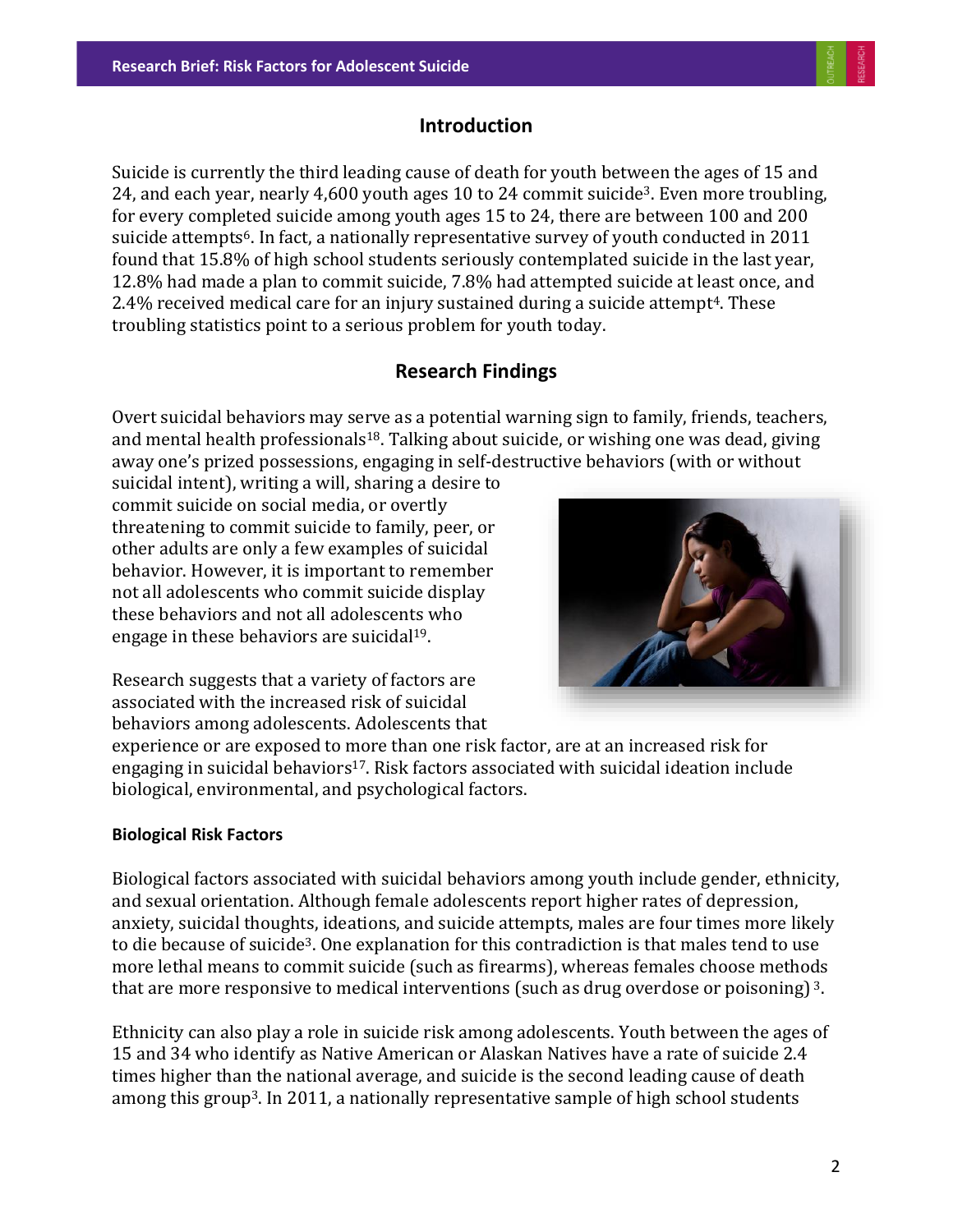## Introduction

Suicide is currently the third leading cause of death for youth between the ages of 15 and 24, and each year, nearly 4,600 youth ages 10 to 24 commit suicide[3]. Even more troubling, for every completed suicide among youth ages 15 to 24, there are between 100 and 200 suicide attempts[6]. In fact, a nationally representative survey of youth conducted in 2011 found that 15.8% of high school students seriously contemplated suicide in the last year, 12.8% had made a plan to commit suicide, 7.8% had attempted suicide at least once, and 2.4% received medical care for an injury sustained during a suicide attempt[4]. These troubling statistics point to a serious problem for youth today.

## Research Findings

Overt suicidal behaviors may serve as a potential warning sign to family, friends, teachers, and mental health professionals[18]. Talking about suicide, or wishing one was dead, giving away one's prized possessions, engaging in self-destructive behaviors (with or without suicidal intent), writing a will, sharing a desire to commit suicide on social media, or overtly threatening to commit suicide to family, peer, or other adults are only a few examples of suicidal behavior. However, it is important to remember not all adolescents who commit suicide display these behaviors and not all adolescents who engage in these behaviors are suicidal[19].

Research suggests that a variety of factors are associated with the increased risk of suicidal behaviors among adolescents. Adolescents that experience or are exposed to more than one risk factor, are at an increased risk for engaging in suicidal behaviors[17]. Risk factors associated with suicidal ideation include biological, environmental, and psychological factors.

### Biological Risk Factors

Biological factors associated with suicidal behaviors among youth include gender, ethnicity, and sexual orientation. Although female adolescents report higher rates of depression, anxiety, suicidal thoughts, ideations, and suicide attempts, males are four times more likely to die because of suicide[3]. One explanation for this contradiction is that males tend to use more lethal means to commit suicide (such as firearms), whereas females choose methods that are more responsive to medical interventions (such as drug overdose or poisoning) [3].

Ethnicity can also play a role in suicide risk among adolescents. Youth between the ages of 15 and 34 who identify as Native American or Alaskan Natives have a rate of suicide 2.4 times higher than the national average, and suicide is the second leading cause of death among this group[3]. In 2011, a nationally representative sample of high school students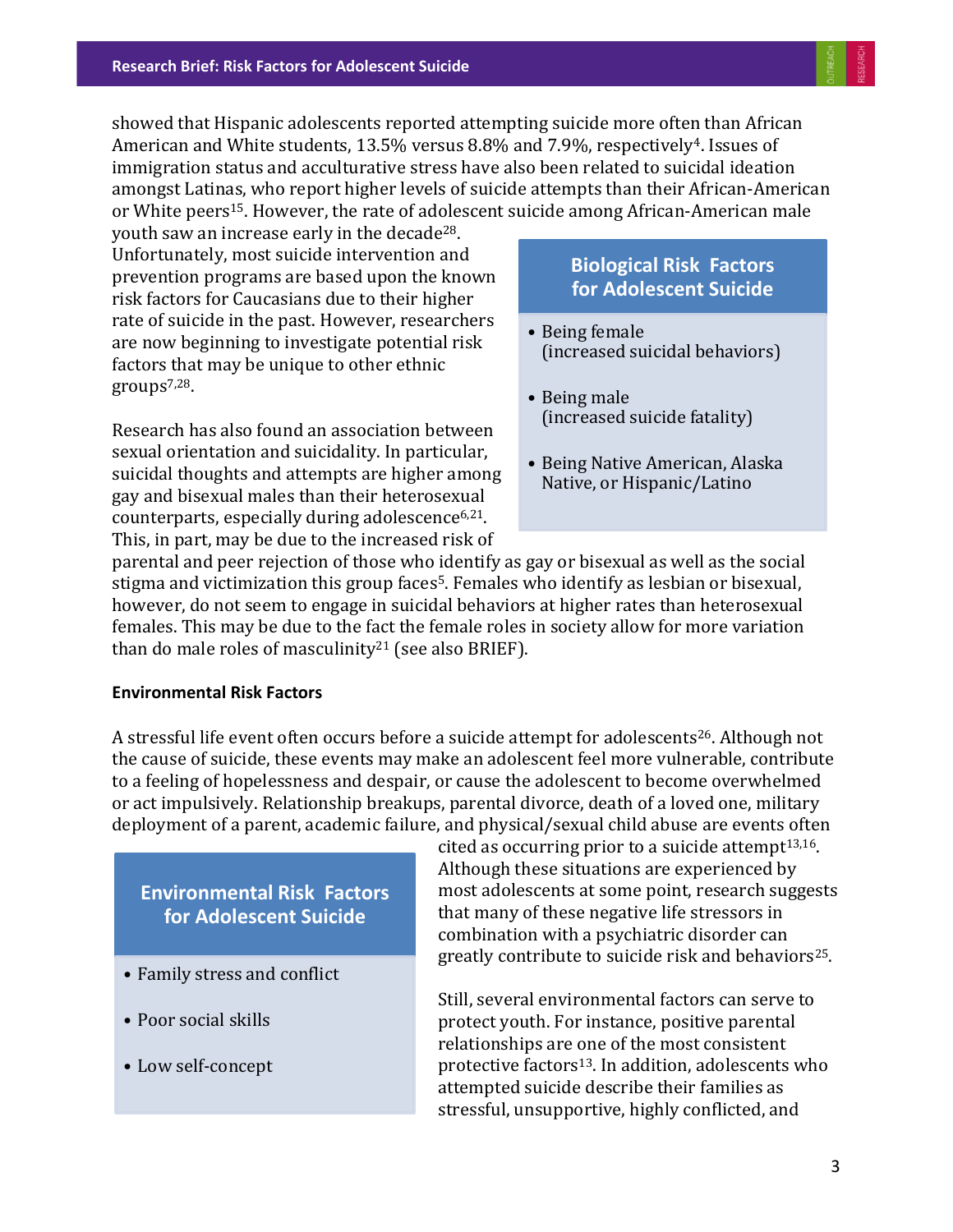showed that Hispanic adolescents reported attempting suicide more often than African American and White students, 13.5% versus 8.8% and 7.9%, respectively[4]. Issues of immigration status and acculturative stress have also been related to suicidal ideation amongst Latinas, who report higher levels of suicide attempts than their African-American or White peers[15]. However, the rate of adolescent suicide among African-American male youth saw an increase early in the decade[28]. Unfortunately, most suicide intervention and prevention programs are based upon the known risk factors for Caucasians due to their higher rate of suicide in the past. However, researchers are now beginning to investigate potential risk factors that may be unique to other ethnic groups[7,28].

> **Biological Risk Factors for Adolescent Suicide**
>
> - Being female (increased suicidal behaviors)
> - Being male (increased suicide fatality)
> - Being Native American, Alaska Native, or Hispanic/Latino

Research has also found an association between sexual orientation and suicidality. In particular, suicidal thoughts and attempts are higher among gay and bisexual males than their heterosexual counterparts, especially during adolescence[6,21]. This, in part, may be due to the increased risk of parental and peer rejection of those who identify as gay or bisexual as well as the social stigma and victimization this group faces[5]. Females who identify as lesbian or bisexual, however, do not seem to engage in suicidal behaviors at higher rates than heterosexual females. This may be due to the fact the female roles in society allow for more variation than do male roles of masculinity[21] (see also BRIEF).

**Environmental Risk Factors**

A stressful life event often occurs before a suicide attempt for adolescents[26]. Although not the cause of suicide, these events may make an adolescent feel more vulnerable, contribute to a feeling of hopelessness and despair, or cause the adolescent to become overwhelmed or act impulsively. Relationship breakups, parental divorce, death of a loved one, military deployment of a parent, academic failure, and physical/sexual child abuse are events often cited as occurring prior to a suicide attempt[13,16]. Although these situations are experienced by most adolescents at some point, research suggests that many of these negative life stressors in combination with a psychiatric disorder can greatly contribute to suicide risk and behaviors[25].

> **Environmental Risk Factors for Adolescent Suicide**
>
> - Family stress and conflict
> - Poor social skills
> - Low self-concept

Still, several environmental factors can serve to protect youth. For instance, positive parental relationships are one of the most consistent protective factors[13]. In addition, adolescents who attempted suicide describe their families as stressful, unsupportive, highly conflicted, and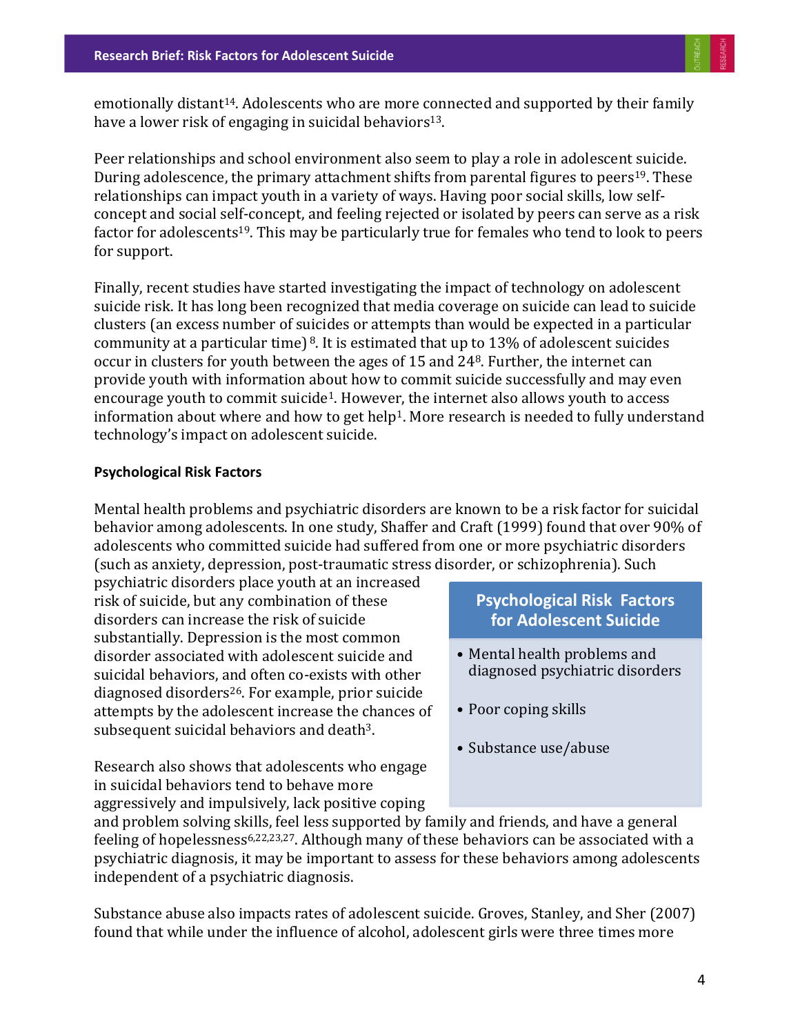emotionally distant[14]. Adolescents who are more connected and supported by their family have a lower risk of engaging in suicidal behaviors[13].

Peer relationships and school environment also seem to play a role in adolescent suicide. During adolescence, the primary attachment shifts from parental figures to peers[19]. These relationships can impact youth in a variety of ways. Having poor social skills, low self-concept and social self-concept, and feeling rejected or isolated by peers can serve as a risk factor for adolescents[19]. This may be particularly true for females who tend to look to peers for support.

Finally, recent studies have started investigating the impact of technology on adolescent suicide risk. It has long been recognized that media coverage on suicide can lead to suicide clusters (an excess number of suicides or attempts than would be expected in a particular community at a particular time) [8]. It is estimated that up to 13% of adolescent suicides occur in clusters for youth between the ages of 15 and 24[8]. Further, the internet can provide youth with information about how to commit suicide successfully and may even encourage youth to commit suicide[1]. However, the internet also allows youth to access information about where and how to get help[1]. More research is needed to fully understand technology's impact on adolescent suicide.

**Psychological Risk Factors**

Mental health problems and psychiatric disorders are known to be a risk factor for suicidal behavior among adolescents. In one study, Shaffer and Craft (1999) found that over 90% of adolescents who committed suicide had suffered from one or more psychiatric disorders (such as anxiety, depression, post-traumatic stress disorder, or schizophrenia). Such psychiatric disorders place youth at an increased risk of suicide, but any combination of these disorders can increase the risk of suicide substantially. Depression is the most common disorder associated with adolescent suicide and suicidal behaviors, and often co-exists with other diagnosed disorders[26]. For example, prior suicide attempts by the adolescent increase the chances of subsequent suicidal behaviors and death[3].

**Psychological Risk Factors for Adolescent Suicide**

- Mental health problems and diagnosed psychiatric disorders
- Poor coping skills
- Substance use/abuse

Research also shows that adolescents who engage in suicidal behaviors tend to behave more aggressively and impulsively, lack positive coping and problem solving skills, feel less supported by family and friends, and have a general feeling of hopelessness[6,22,23,27]. Although many of these behaviors can be associated with a psychiatric diagnosis, it may be important to assess for these behaviors among adolescents independent of a psychiatric diagnosis.

Substance abuse also impacts rates of adolescent suicide. Groves, Stanley, and Sher (2007) found that while under the influence of alcohol, adolescent girls were three times more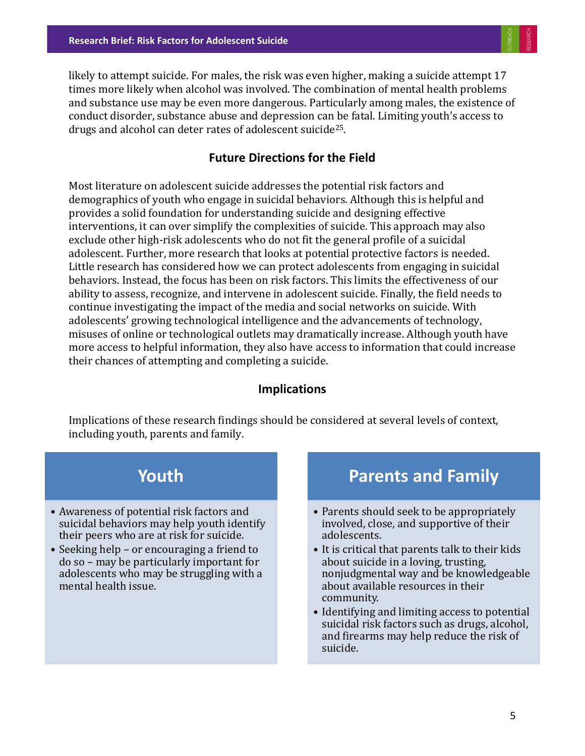likely to attempt suicide. For males, the risk was even higher, making a suicide attempt 17 times more likely when alcohol was involved. The combination of mental health problems and substance use may be even more dangerous. Particularly among males, the existence of conduct disorder, substance abuse and depression can be fatal. Limiting youth's access to drugs and alcohol can deter rates of adolescent suicide[25].

## Future Directions for the Field

Most literature on adolescent suicide addresses the potential risk factors and demographics of youth who engage in suicidal behaviors. Although this is helpful and provides a solid foundation for understanding suicide and designing effective interventions, it can over simplify the complexities of suicide. This approach may also exclude other high-risk adolescents who do not fit the general profile of a suicidal adolescent. Further, more research that looks at potential protective factors is needed. Little research has considered how we can protect adolescents from engaging in suicidal behaviors. Instead, the focus has been on risk factors. This limits the effectiveness of our ability to assess, recognize, and intervene in adolescent suicide. Finally, the field needs to continue investigating the impact of the media and social networks on suicide. With adolescents' growing technological intelligence and the advancements of technology, misuses of online or technological outlets may dramatically increase. Although youth have more access to helpful information, they also have access to information that could increase their chances of attempting and completing a suicide.

## Implications

Implications of these research findings should be considered at several levels of context, including youth, parents and family.

### Youth

- Awareness of potential risk factors and suicidal behaviors may help youth identify their peers who are at risk for suicide.
- Seeking help – or encouraging a friend to do so – may be particularly important for adolescents who may be struggling with a mental health issue.

### Parents and Family

- Parents should seek to be appropriately involved, close, and supportive of their adolescents.
- It is critical that parents talk to their kids about suicide in a loving, trusting, nonjudgmental way and be knowledgeable about available resources in their community.
- Identifying and limiting access to potential suicidal risk factors such as drugs, alcohol, and firearms may help reduce the risk of suicide.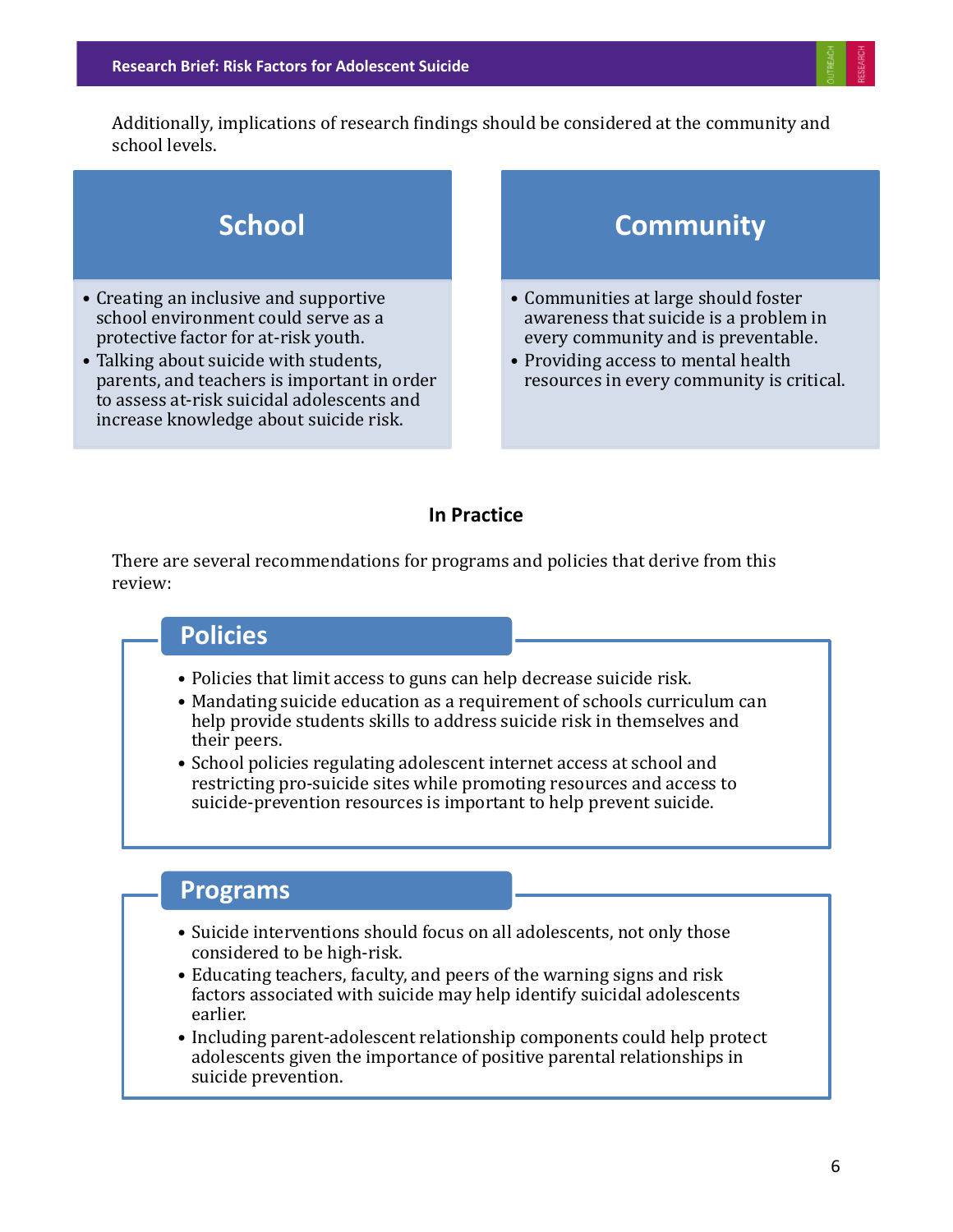Additionally, implications of research findings should be considered at the community and school levels.

### School

- Creating an inclusive and supportive school environment could serve as a protective factor for at-risk youth.
- Talking about suicide with students, parents, and teachers is important in order to assess at-risk suicidal adolescents and increase knowledge about suicide risk.

### Community

- Communities at large should foster awareness that suicide is a problem in every community and is preventable.
- Providing access to mental health resources in every community is critical.

## In Practice

There are several recommendations for programs and policies that derive from this review:

### Policies

- Policies that limit access to guns can help decrease suicide risk.
- Mandating suicide education as a requirement of schools curriculum can help provide students skills to address suicide risk in themselves and their peers.
- School policies regulating adolescent internet access at school and restricting pro-suicide sites while promoting resources and access to suicide-prevention resources is important to help prevent suicide.

### Programs

- Suicide interventions should focus on all adolescents, not only those considered to be high-risk.
- Educating teachers, faculty, and peers of the warning signs and risk factors associated with suicide may help identify suicidal adolescents earlier.
- Including parent-adolescent relationship components could help protect adolescents given the importance of positive parental relationships in suicide prevention.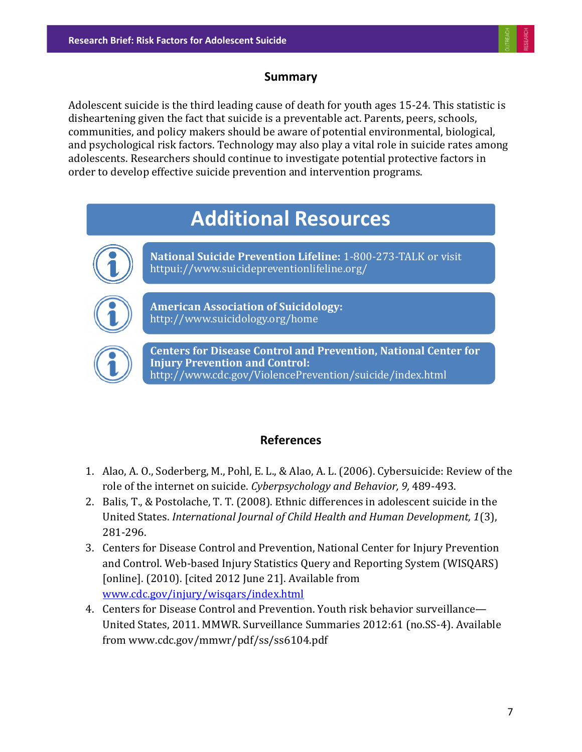## Summary

Adolescent suicide is the third leading cause of death for youth ages 15-24. This statistic is disheartening given the fact that suicide is a preventable act. Parents, peers, schools, communities, and policy makers should be aware of potential environmental, biological, and psychological risk factors. Technology may also play a vital role in suicide rates among adolescents. Researchers should continue to investigate potential protective factors in order to develop effective suicide prevention and intervention programs.

## Additional Resources

**National Suicide Prevention Lifeline:** 1-800-273-TALK or visit httpui://www.suicidepreventionlifeline.org/

**American Association of Suicidology:** http://www.suicidology.org/home

**Centers for Disease Control and Prevention, National Center for Injury Prevention and Control:** http://www.cdc.gov/ViolencePrevention/suicide/index.html

## References

1. Alao, A. O., Soderberg, M., Pohl, E. L., & Alao, A. L. (2006). Cybersuicide: Review of the role of the internet on suicide. *Cyberpsychology and Behavior, 9,* 489-493.
2. Balis, T., & Postolache, T. T. (2008). Ethnic differences in adolescent suicide in the United States. *International Journal of Child Health and Human Development, 1*(3), 281-296.
3. Centers for Disease Control and Prevention, National Center for Injury Prevention and Control. Web-based Injury Statistics Query and Reporting System (WISQARS) [online]. (2010). [cited 2012 June 21]. Available from www.cdc.gov/injury/wisqars/index.html
4. Centers for Disease Control and Prevention. Youth risk behavior surveillance—United States, 2011. MMWR. Surveillance Summaries 2012:61 (no.SS-4). Available from www.cdc.gov/mmwr/pdf/ss/ss6104.pdf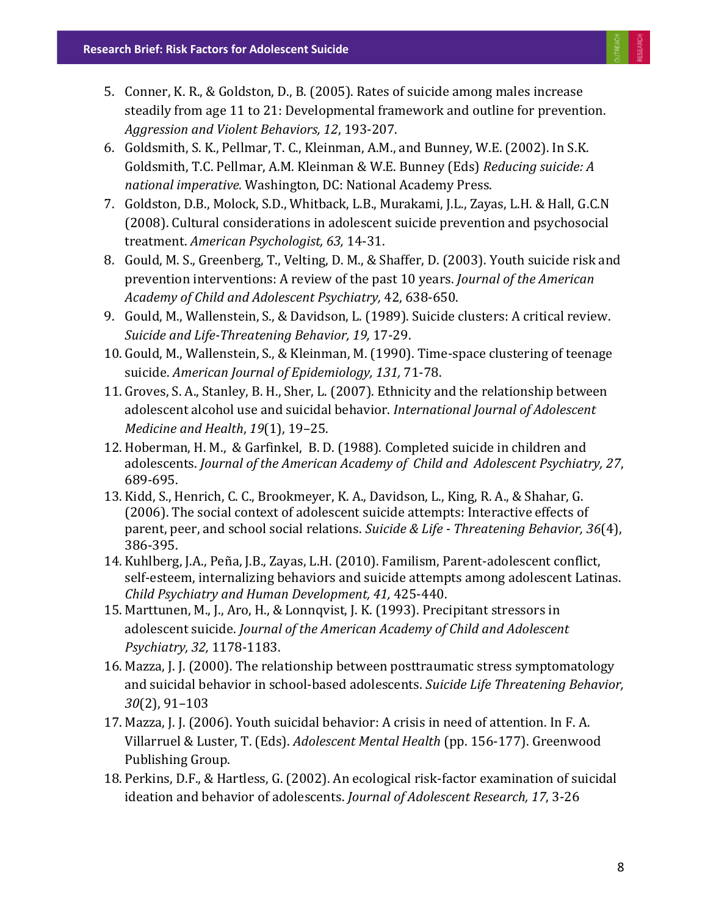5. Conner, K. R., & Goldston, D., B. (2005). Rates of suicide among males increase steadily from age 11 to 21: Developmental framework and outline for prevention. *Aggression and Violent Behaviors, 12*, 193-207.
6. Goldsmith, S. K., Pellmar, T. C., Kleinman, A.M., and Bunney, W.E. (2002). In S.K. Goldsmith, T.C. Pellmar, A.M. Kleinman & W.E. Bunney (Eds) *Reducing suicide: A national imperative.* Washington, DC: National Academy Press.
7. Goldston, D.B., Molock, S.D., Whitback, L.B., Murakami, J.L., Zayas, L.H. & Hall, G.C.N (2008). Cultural considerations in adolescent suicide prevention and psychosocial treatment. *American Psychologist, 63,* 14-31.
8. Gould, M. S., Greenberg, T., Velting, D. M., & Shaffer, D. (2003). Youth suicide risk and prevention interventions: A review of the past 10 years. *Journal of the American Academy of Child and Adolescent Psychiatry,* 42, 638-650.
9. Gould, M., Wallenstein, S., & Davidson, L. (1989). Suicide clusters: A critical review. *Suicide and Life-Threatening Behavior, 19,* 17-29.
10. Gould, M., Wallenstein, S., & Kleinman, M. (1990). Time-space clustering of teenage suicide. *American Journal of Epidemiology, 131,* 71-78.
11. Groves, S. A., Stanley, B. H., Sher, L. (2007). Ethnicity and the relationship between adolescent alcohol use and suicidal behavior. *International Journal of Adolescent Medicine and Health*, *19*(1), 19–25.
12. Hoberman, H. M., & Garfinkel, B. D. (1988). Completed suicide in children and adolescents. *Journal of the American Academy of Child and Adolescent Psychiatry, 27*, 689-695.
13. Kidd, S., Henrich, C. C., Brookmeyer, K. A., Davidson, L., King, R. A., & Shahar, G. (2006). The social context of adolescent suicide attempts: Interactive effects of parent, peer, and school social relations. *Suicide & Life - Threatening Behavior, 36*(4), 386-395.
14. Kuhlberg, J.A., Peña, J.B., Zayas, L.H. (2010). Familism, Parent-adolescent conflict, self-esteem, internalizing behaviors and suicide attempts among adolescent Latinas. *Child Psychiatry and Human Development, 41,* 425-440.
15. Marttunen, M., J., Aro, H., & Lonnqvist, J. K. (1993). Precipitant stressors in adolescent suicide. *Journal of the American Academy of Child and Adolescent Psychiatry, 32,* 1178-1183.
16. Mazza, J. J. (2000). The relationship between posttraumatic stress symptomatology and suicidal behavior in school-based adolescents. *Suicide Life Threatening Behavior, 30*(2), 91–103
17. Mazza, J. J. (2006). Youth suicidal behavior: A crisis in need of attention. In F. A. Villarruel & Luster, T. (Eds). *Adolescent Mental Health* (pp. 156-177). Greenwood Publishing Group.
18. Perkins, D.F., & Hartless, G. (2002). An ecological risk-factor examination of suicidal ideation and behavior of adolescents. *Journal of Adolescent Research, 17*, 3-26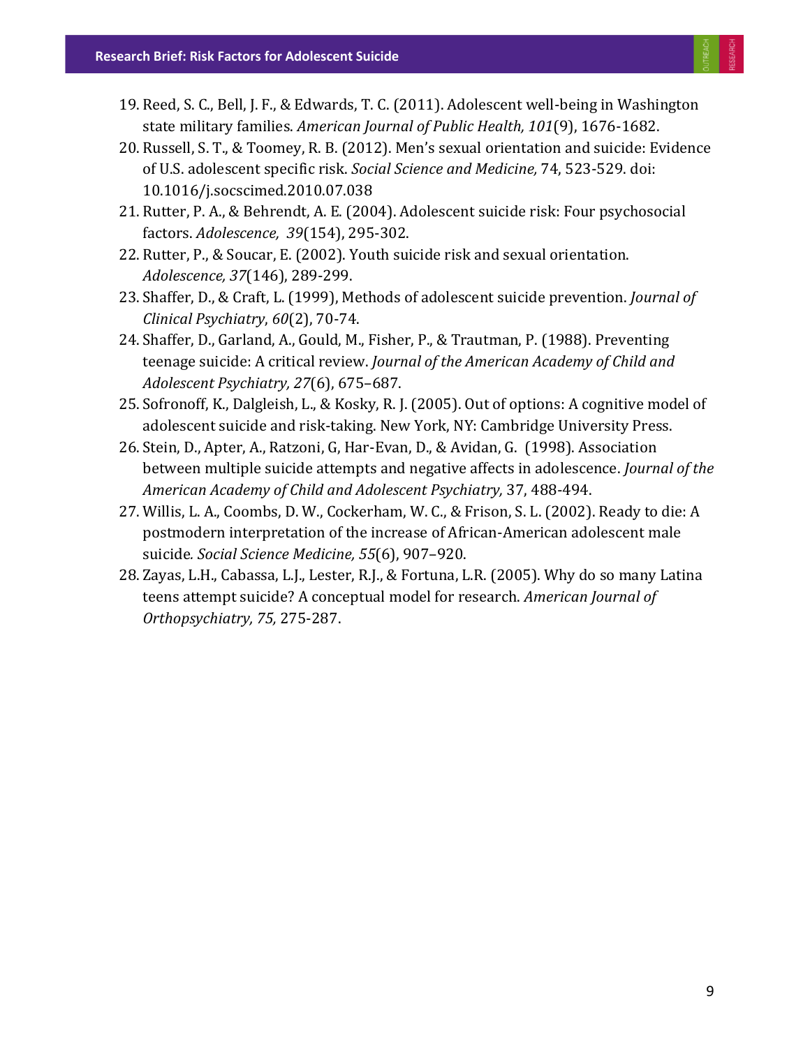19. Reed, S. C., Bell, J. F., & Edwards, T. C. (2011). Adolescent well-being in Washington state military families. *American Journal of Public Health, 101*(9), 1676-1682.
20. Russell, S. T., & Toomey, R. B. (2012). Men's sexual orientation and suicide: Evidence of U.S. adolescent specific risk. *Social Science and Medicine,* 74, 523-529. doi: 10.1016/j.socscimed.2010.07.038
21. Rutter, P. A., & Behrendt, A. E. (2004). Adolescent suicide risk: Four psychosocial factors. *Adolescence, 39*(154), 295-302.
22. Rutter, P., & Soucar, E. (2002). Youth suicide risk and sexual orientation. *Adolescence, 37*(146), 289-299.
23. Shaffer, D., & Craft, L. (1999), Methods of adolescent suicide prevention. *Journal of Clinical Psychiatry*, *60*(2), 70-74.
24. Shaffer, D., Garland, A., Gould, M., Fisher, P., & Trautman, P. (1988). Preventing teenage suicide: A critical review. *Journal of the American Academy of Child and Adolescent Psychiatry, 27*(6), 675–687.
25. Sofronoff, K., Dalgleish, L., & Kosky, R. J. (2005). Out of options: A cognitive model of adolescent suicide and risk-taking. New York, NY: Cambridge University Press.
26. Stein, D., Apter, A., Ratzoni, G, Har-Evan, D., & Avidan, G. (1998). Association between multiple suicide attempts and negative affects in adolescence. *Journal of the American Academy of Child and Adolescent Psychiatry,* 37, 488-494.
27. Willis, L. A., Coombs, D. W., Cockerham, W. C., & Frison, S. L. (2002). Ready to die: A postmodern interpretation of the increase of African-American adolescent male suicide*. Social Science Medicine, 55*(6), 907–920.
28. Zayas, L.H., Cabassa, L.J., Lester, R.J., & Fortuna, L.R. (2005). Why do so many Latina teens attempt suicide? A conceptual model for research. *American Journal of Orthopsychiatry, 75,* 275-287.